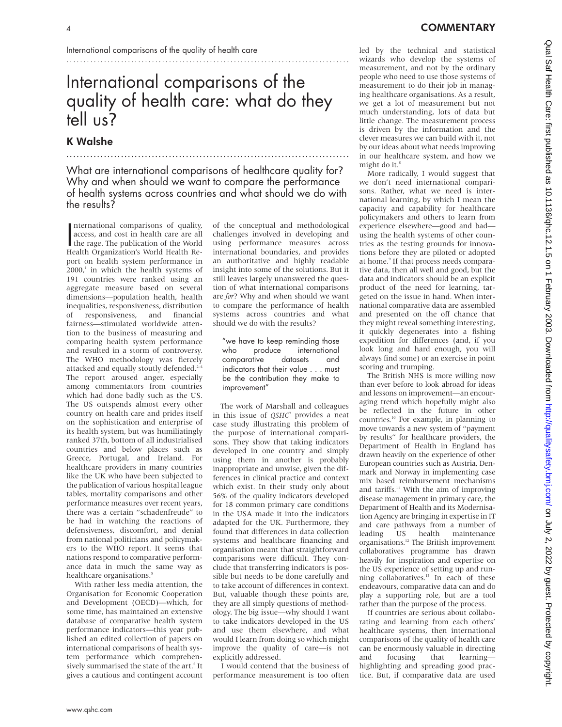# International comparisons of the quality of health care: what do they tell us?

## K Walshe

What are international comparisons of healthcare quality for? Why and when should we want to compare the performance of health systems across countries and what should we do with the results?

International comparisons of quality, access, and cost in health care are all the rage. The publication of the World Health Organization's World Health Report on health system performance in 2000,[1] in which the health systems of 191 countries were ranked using an aggregate measure based on several dimensions—population health, health inequalities, responsiveness, distribution of responsiveness, and financial fairness—stimulated worldwide attention to the business of measuring and comparing health system performance and resulted in a storm of controversy. The WHO methodology was fiercely attacked and equally stoutly defended.[2–4] The report aroused anger, especially among commentators from countries which had done badly such as the US. The US outspends almost every other country on health care and prides itself on the sophistication and enterprise of its health system, but was humiliatingly ranked 37th, bottom of all industrialised countries and below places such as Greece, Portugal, and Ireland. For healthcare providers in many countries like the UK who have been subjected to the publication of various hospital league tables, mortality comparisons and other performance measures over recent years, there was a certain "schadenfreude" to be had in watching the reactions of defensiveness, discomfort, and denial from national politicians and policymakers to the WHO report. It seems that nations respond to comparative performance data in much the same way as healthcare organisations.[5]

With rather less media attention, the Organisation for Economic Cooperation and Development (OECD)—which, for some time, has maintained an extensive database of comparative health system performance indicators—this year published an edited collection of papers on international comparisons of health system performance which comprehensively summarised the state of the art.[6] It gives a cautious and contingent account of the conceptual and methodological challenges involved in developing and using performance measures across international boundaries, and provides an authoritative and highly readable insight into some of the solutions. But it still leaves largely unanswered the question of what international comparisons are *for*? Why and when should we want to compare the performance of health systems across countries and what should we do with the results?

> "we have to keep reminding those who produce international comparative datasets and indicators that their value . . . must be the contribution they make to improvement"

The work of Marshall and colleagues in this issue of *QSHC*[7] provides a neat case study illustrating this problem of the purpose of international comparisons. They show that taking indicators developed in one country and simply using them in another is probably inappropriate and unwise, given the differences in clinical practice and context which exist. In their study only about 56% of the quality indicators developed for 18 common primary care conditions in the USA made it into the indicators adapted for the UK. Furthermore, they found that differences in data collection systems and healthcare financing and organisation meant that straightforward comparisons were difficult. They conclude that transferring indicators is possible but needs to be done carefully and to take account of differences in context. But, valuable though these points are, they are all simply questions of methodology. The big issue—why should I want to take indicators developed in the US and use them elsewhere, and what would I learn from doing so which might improve the quality of care—is not explicitly addressed.

I would contend that the business of performance measurement is too often led by the technical and statistical wizards who develop the systems of measurement, and not by the ordinary people who need to use those systems of measurement to do their job in managing healthcare organisations. As a result, we get a lot of measurement but not much understanding, lots of data but little change. The measurement process is driven by the information and the clever measures we can build with it, not by our ideas about what needs improving in our healthcare system, and how we might do it.[8]

More radically, I would suggest that we don't need international comparisons. Rather, what we need is international learning, by which I mean the capacity and capability for healthcare policymakers and others to learn from experience elsewhere—good and bad—using the health systems of other countries as the testing grounds for innovations before they are piloted or adopted at home.[9] If that process needs comparative data, then all well and good, but the data and indicators should be an explicit product of the need for learning, targeted on the issue in hand. When international comparative data are assembled and presented on the off chance that they might reveal something interesting, it quickly degenerates into a fishing expedition for differences (and, if you look long and hard enough, you will always find some) or an exercise in point scoring and trumping.

The British NHS is more willing now than ever before to look abroad for ideas and lessons on improvement—an encouraging trend which hopefully might also be reflected in the future in other countries.[10] For example, in planning to move towards a new system of "payment by results" for healthcare providers, the Department of Health in England has drawn heavily on the experience of other European countries such as Austria, Denmark and Norway in implementing case mix based reimbursement mechanisms and tariffs.[11] With the aim of improving disease management in primary care, the Department of Health and its Modernisation Agency are bringing in expertise in IT and care pathways from a number of leading US health maintenance organisations.[12] The British improvement collaboratives programme has drawn heavily for inspiration and expertise on the US experience of setting up and running collaboratives.[13] In each of these endeavours, comparative data can and do play a supporting role, but are a tool rather than the purpose of the process.

If countries are serious about collaborating and learning from each others' healthcare systems, then international comparisons of the quality of health care can be enormously valuable in directing and focusing that learning—highlighting and spreading good practice. But, if comparative data are used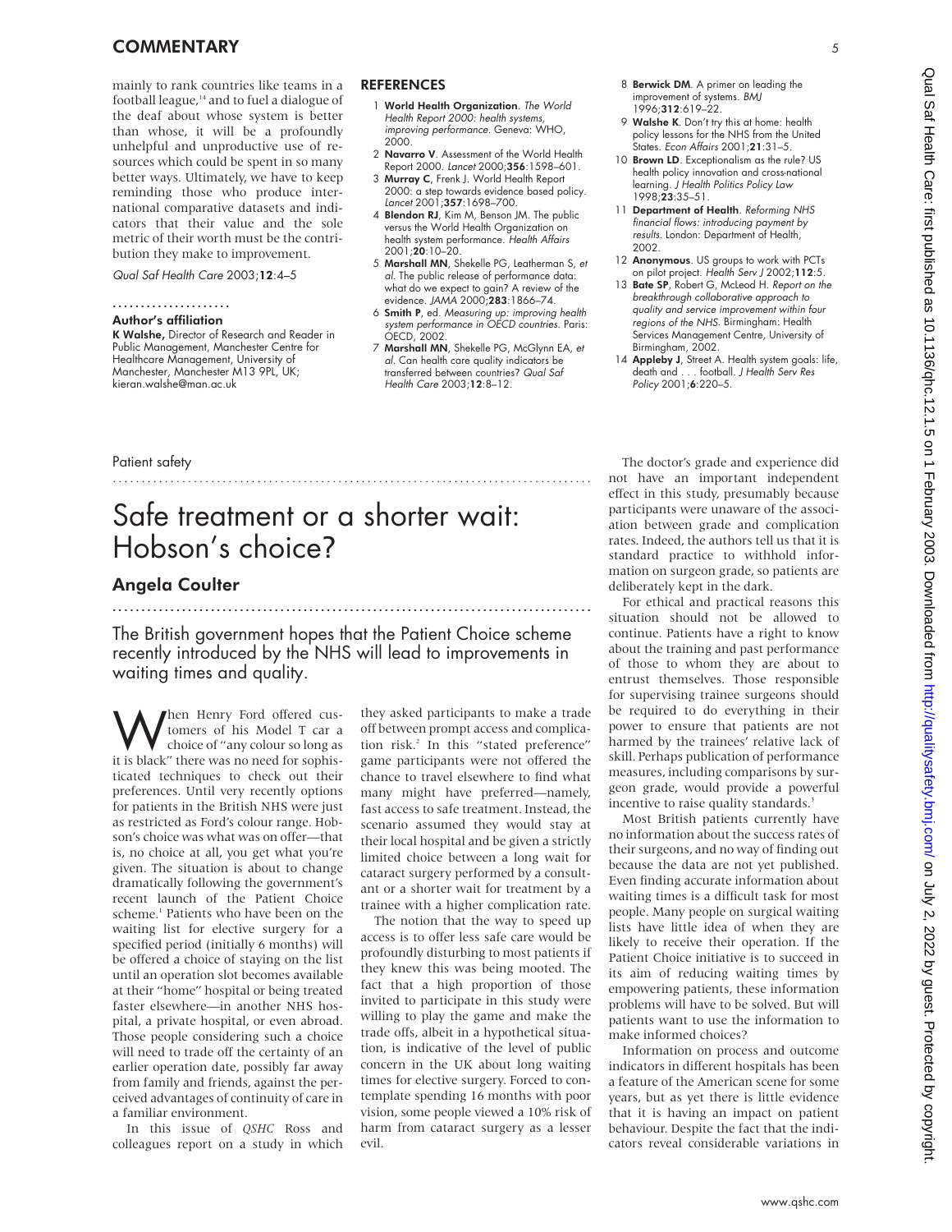mainly to rank countries like teams in a football league,[14] and to fuel a dialogue of the deaf about whose system is better than whose, it will be a profoundly unhelpful and unproductive use of resources which could be spent in so many better ways. Ultimately, we have to keep reminding those who produce international comparative datasets and indicators that their value and the sole metric of their worth must be the contribution they make to improvement.

*Qual Saf Health Care* 2003;**12**:4–5

#### Author's affiliation

**K Walshe,** Director of Research and Reader in Public Management, Manchester Centre for Healthcare Management, University of Manchester, Manchester M13 9PL, UK; kieran.walshe@man.ac.uk

## REFERENCES

1. **World Health Organization**. *The World Health Report 2000: health systems, improving performance*. Geneva: WHO, 2000.
2. **Navarro V**. Assessment of the World Health Report 2000. *Lancet* 2000;**356**:1598–601.
3. **Murray C**, Frenk J. World Health Report 2000: a step towards evidence based policy. *Lancet* 2001;**357**:1698–700.
4. **Blendon RJ**, Kim M, Benson JM. The public versus the World Health Organization on health system performance. *Health Affairs* 2001;**20**:10–20.
5. **Marshall MN**, Shekelle PG, Leatherman S, *et al*. The public release of performance data: what do we expect to gain? A review of the evidence. *JAMA* 2000;**283**:1866–74.
6. **Smith P**, ed. *Measuring up: improving health system performance in OECD countries*. Paris: OECD, 2002.
7. **Marshall MN**, Shekelle PG, McGlynn EA, *et al*. Can health care quality indicators be transferred between countries? *Qual Saf Health Care* 2003;**12**:8–12.
8. **Berwick DM**. A primer on leading the improvement of systems. *BMJ* 1996;**312**:619–22.
9. **Walshe K**. Don't try this at home: health policy lessons for the NHS from the United States. *Econ Affairs* 2001;**21**:31–5.
10. **Brown LD**. Exceptionalism as the rule? US health policy innovation and cross-national learning. *J Health Politics Policy Law* 1998;**23**:35–51.
11. **Department of Health**. *Reforming NHS financial flows: introducing payment by results*. London: Department of Health, 2002.
12. **Anonymous**. US groups to work with PCTs on pilot project. *Health Serv J* 2002;**112**:5.
13. **Bate SP**, Robert G, McLeod H. *Report on the breakthrough collaborative approach to quality and service improvement within four regions of the NHS*. Birmingham: Health Services Management Centre, University of Birmingham, 2002.
14. **Appleby J**, Street A. Health system goals: life, death and . . . football. *J Health Serv Res Policy* 2001;**6**:220–5.

Patient safety

# Safe treatment or a shorter wait: Hobson's choice?

## Angela Coulter

The British government hopes that the Patient Choice scheme recently introduced by the NHS will lead to improvements in waiting times and quality.

When Henry Ford offered customers of his Model T car a choice of "any colour so long as it is black" there was no need for sophisticated techniques to check out their preferences. Until very recently options for patients in the British NHS were just as restricted as Ford's colour range. Hobson's choice was what was on offer—that is, no choice at all, you get what you're given. The situation is about to change dramatically following the government's recent launch of the Patient Choice scheme.[1] Patients who have been on the waiting list for elective surgery for a specified period (initially 6 months) will be offered a choice of staying on the list until an operation slot becomes available at their "home" hospital or being treated faster elsewhere—in another NHS hospital, a private hospital, or even abroad. Those people considering such a choice will need to trade off the certainty of an earlier operation date, possibly far away from family and friends, against the perceived advantages of continuity of care in a familiar environment.

In this issue of *QSHC* Ross and colleagues report on a study in which they asked participants to make a trade off between prompt access and complication risk.[2] In this "stated preference" game participants were not offered the chance to travel elsewhere to find what many might have preferred—namely, fast access to safe treatment. Instead, the scenario assumed they would stay at their local hospital and be given a strictly limited choice between a long wait for cataract surgery performed by a consultant or a shorter wait for treatment by a trainee with a higher complication rate.

The notion that the way to speed up access is to offer less safe care would be profoundly disturbing to most patients if they knew this was being mooted. The fact that a high proportion of those invited to participate in this study were willing to play the game and make the trade offs, albeit in a hypothetical situation, is indicative of the level of public concern in the UK about long waiting times for elective surgery. Forced to contemplate spending 16 months with poor vision, some people viewed a 10% risk of harm from cataract surgery as a lesser evil.

The doctor's grade and experience did not have an important independent effect in this study, presumably because participants were unaware of the association between grade and complication rates. Indeed, the authors tell us that it is standard practice to withhold information on surgeon grade, so patients are deliberately kept in the dark.

For ethical and practical reasons this situation should not be allowed to continue. Patients have a right to know about the training and past performance of those to whom they are about to entrust themselves. Those responsible for supervising trainee surgeons should be required to do everything in their power to ensure that patients are not harmed by the trainees' relative lack of skill. Perhaps publication of performance measures, including comparisons by surgeon grade, would provide a powerful incentive to raise quality standards.[3]

Most British patients currently have no information about the success rates of their surgeons, and no way of finding out because the data are not yet published. Even finding accurate information about waiting times is a difficult task for most people. Many people on surgical waiting lists have little idea of when they are likely to receive their operation. If the Patient Choice initiative is to succeed in its aim of reducing waiting times by empowering patients, these information problems will have to be solved. But will patients want to use the information to make informed choices?

Information on process and outcome indicators in different hospitals has been a feature of the American scene for some years, but as yet there is little evidence that it is having an impact on patient behaviour. Despite the fact that the indicators reveal considerable variations in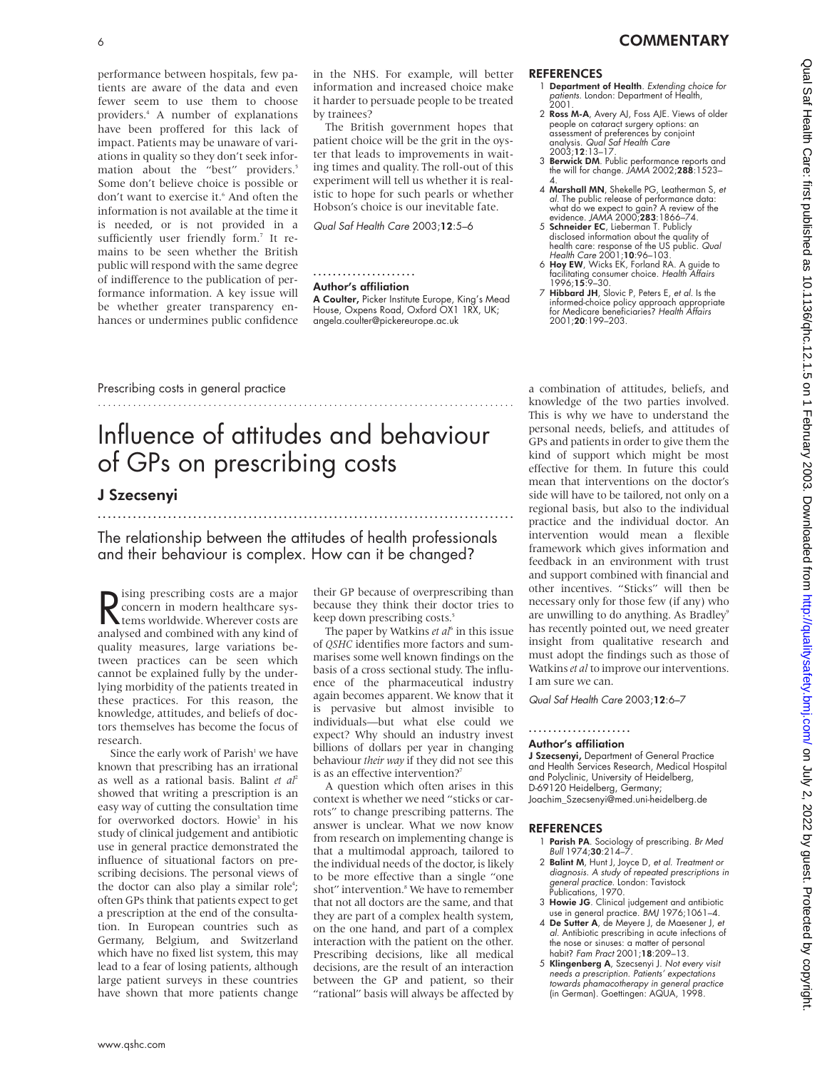performance between hospitals, few patients are aware of the data and even fewer seem to use them to choose providers.[4] A number of explanations have been proffered for this lack of impact. Patients may be unaware of variations in quality so they don't seek information about the "best" providers.[5] Some don't believe choice is possible or don't want to exercise it.[6] And often the information is not available at the time it is needed, or is not provided in a sufficiently user friendly form.[7] It remains to be seen whether the British public will respond with the same degree of indifference to the publication of performance information. A key issue will be whether greater transparency enhances or undermines public confidence in the NHS. For example, will better information and increased choice make it harder to persuade people to be treated by trainees?

The British government hopes that patient choice will be the grit in the oyster that leads to improvements in waiting times and quality. The roll-out of this experiment will tell us whether it is realistic to hope for such pearls or whether Hobson's choice is our inevitable fate.

*Qual Saf Health Care* 2003;**12**:5–6

#### Author's affiliation

**A Coulter,** Picker Institute Europe, King's Mead House, Oxpens Road, Oxford OX1 1RX, UK; angela.coulter@pickereurope.ac.uk

### REFERENCES

1. **Department of Health**. *Extending choice for patients*. London: Department of Health, 2001.
2. **Ross M-A**, Avery AJ, Foss AJE. Views of older people on cataract surgery options: an assessment of preferences by conjoint analysis. *Qual Saf Health Care* 2003;**12**:13–17.
3. **Berwick DM**. Public performance reports and the will for change. *JAMA* 2002;**288**:1523–4.
4. **Marshall MN**, Shekelle PG, Leatherman S, *et al*. The public release of performance data: what do we expect to gain? A review of the evidence. *JAMA* 2000;**283**:1866–74.
5. **Schneider EC**, Lieberman T. Publicly disclosed information about the quality of health care: response of the US public. *Qual Health Care* 2001;**10**:96–103.
6. **Hoy EW**, Wicks EK, Forland RA. A guide to facilitating consumer choice. *Health Affairs* 1996;**15**:9–30.
7. **Hibbard JH**, Slovic P, Peters E, *et al*. Is the informed-choice policy approach appropriate for Medicare beneficiaries? *Health Affairs* 2001;**20**:199–203.

Prescribing costs in general practice

# Influence of attitudes and behaviour of GPs on prescribing costs

## J Szecsenyi

The relationship between the attitudes of health professionals and their behaviour is complex. How can it be changed?

Rising prescribing costs are a major concern in modern healthcare systems worldwide. Wherever costs are analysed and combined with any kind of quality measures, large variations between practices can be seen which cannot be explained fully by the underlying morbidity of the patients treated in these practices. For this reason, the knowledge, attitudes, and beliefs of doctors themselves has become the focus of research.

Since the early work of Parish[1] we have known that prescribing has an irrational as well as a rational basis. Balint *et al*[2] showed that writing a prescription is an easy way of cutting the consultation time for overworked doctors. Howie[3] in his study of clinical judgement and antibiotic use in general practice demonstrated the influence of situational factors on prescribing decisions. The personal views of the doctor can also play a similar role[4]; often GPs think that patients expect to get a prescription at the end of the consultation. In European countries such as Germany, Belgium, and Switzerland which have no fixed list system, this may lead to a fear of losing patients, although large patient surveys in these countries have shown that more patients change their GP because of overprescribing than because they think their doctor tries to keep down prescribing costs.[5]

The paper by Watkins *et al*[6] in this issue of *QSHC* identifies more factors and summarises some well known findings on the basis of a cross sectional study. The influence of the pharmaceutical industry again becomes apparent. We know that it is pervasive but almost invisible to individuals—but what else could we expect? Why should an industry invest billions of dollars per year in changing behaviour *their way* if they did not see this is as an effective intervention?[7]

A question which often arises in this context is whether we need "sticks or carrots" to change prescribing patterns. The answer is unclear. What we now know from research on implementing change is that a multimodal approach, tailored to the individual needs of the doctor, is likely to be more effective than a single "one shot" intervention.[8] We have to remember that not all doctors are the same, and that they are part of a complex health system, on the one hand, and part of a complex interaction with the patient on the other. Prescribing decisions, like all medical decisions, are the result of an interaction between the GP and patient, so their "rational" basis will always be affected by a combination of attitudes, beliefs, and knowledge of the two parties involved. This is why we have to understand the personal needs, beliefs, and attitudes of GPs and patients in order to give them the kind of support which might be most effective for them. In future this could mean that interventions on the doctor's side will have to be tailored, not only on a regional basis, but also to the individual practice and the individual doctor. An intervention would mean a flexible framework which gives information and feedback in an environment with trust and support combined with financial and other incentives. "Sticks" will then be necessary only for those few (if any) who are unwilling to do anything. As Bradley[9] has recently pointed out, we need greater insight from qualitative research and must adopt the findings such as those of Watkins *et al* to improve our interventions. I am sure we can.

*Qual Saf Health Care* 2003;**12**:6–7

#### Author's affiliation

**J Szecsenyi,** Department of General Practice and Health Services Research, Medical Hospital and Polyclinic, University of Heidelberg, D-69120 Heidelberg, Germany; Joachim_Szecsenyi@med.uni-heidelberg.de

### REFERENCES

1. **Parish PA**. Sociology of prescribing. *Br Med Bull* 1974;**30**:214–7.
2. **Balint M**, Hunt J, Joyce D, *et al*. *Treatment or diagnosis. A study of repeated prescriptions in general practice*. London: Tavistock Publications, 1970.
3. **Howie JG**. Clinical judgement and antibiotic use in general practice. *BMJ* 1976;1061–4.
4. **De Sutter A**, de Meyere J, de Maesener J, *et al*. Antibiotic prescribing in acute infections of the nose or sinuses: a matter of personal habit? *Fam Pract* 2001;**18**:209–13.
5. **Klingenberg A**, Szecsenyi J. *Not every visit needs a prescription. Patients' expectations towards phamacotherapy in general practice* (in German). Goettingen: AQUA, 1998.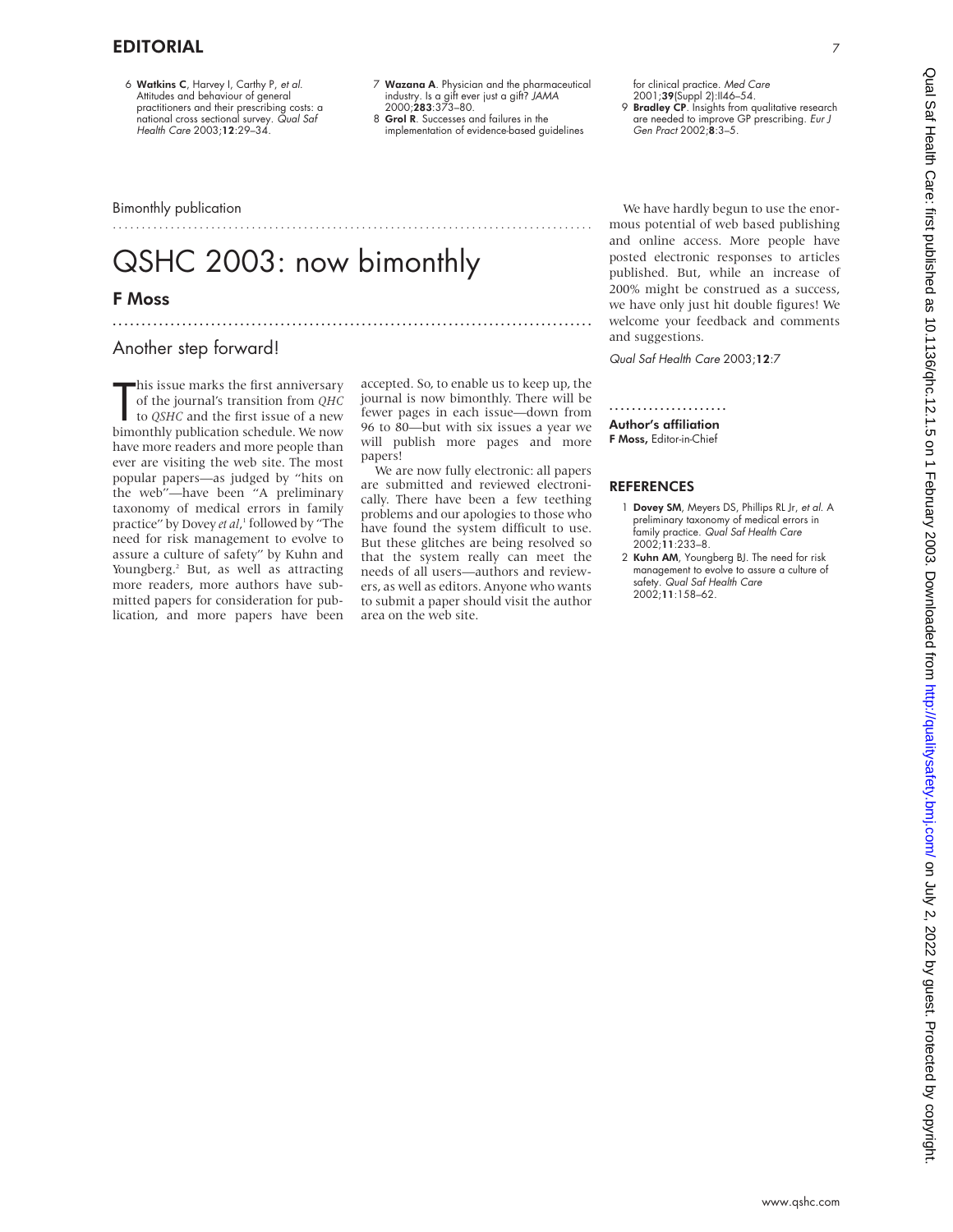6 **Watkins C**, Harvey I, Carthy P, *et al*. Attitudes and behaviour of general practitioners and their prescribing costs: a national cross sectional survey. *Qual Saf Health Care* 2003;**12**:29–34.

7 **Wazana A**. Physician and the pharmaceutical industry. Is a gift ever just a gift? *JAMA* 2000;**283**:373–80.

8 **Grol R**. Successes and failures in the implementation of evidence-based guidelines for clinical practice. *Med Care* 2001;**39**(Suppl 2):II46–54.

9 **Bradley CP**. Insights from qualitative research are needed to improve GP prescribing. *Eur J Gen Pract* 2002;**8**:3–5.

Bimonthly publication

# QSHC 2003: now bimonthly

**F Moss**

Another step forward!

This issue marks the first anniversary of the journal's transition from *QHC* to *QSHC* and the first issue of a new bimonthly publication schedule. We now have more readers and more people than ever are visiting the web site. The most popular papers—as judged by "hits on the web"—have been "A preliminary taxonomy of medical errors in family practice" by Dovey *et al*,[1] followed by "The need for risk management to evolve to assure a culture of safety" by Kuhn and Youngberg.[2] But, as well as attracting more readers, more authors have submitted papers for consideration for publication, and more papers have been accepted. So, to enable us to keep up, the journal is now bimonthly. There will be fewer pages in each issue—down from 96 to 80—but with six issues a year we will publish more pages and more papers!

We are now fully electronic: all papers are submitted and reviewed electronically. There have been a few teething problems and our apologies to those who have found the system difficult to use. But these glitches are being resolved so that the system really can meet the needs of all users—authors and reviewers, as well as editors. Anyone who wants to submit a paper should visit the author area on the web site.

We have hardly begun to use the enormous potential of web based publishing and online access. More people have posted electronic responses to articles published. But, while an increase of 200% might be construed as a success, we have only just hit double figures! We welcome your feedback and comments and suggestions.

*Qual Saf Health Care* 2003;**12**:7

**Author's affiliation**

**F Moss,** Editor-in-Chief

## REFERENCES

1 **Dovey SM**, Meyers DS, Phillips RL Jr, *et al*. A preliminary taxonomy of medical errors in family practice. *Qual Saf Health Care* 2002;**11**:233–8.

2 **Kuhn AM**, Youngberg BJ. The need for risk management to evolve to assure a culture of safety. *Qual Saf Health Care* 2002;**11**:158–62.